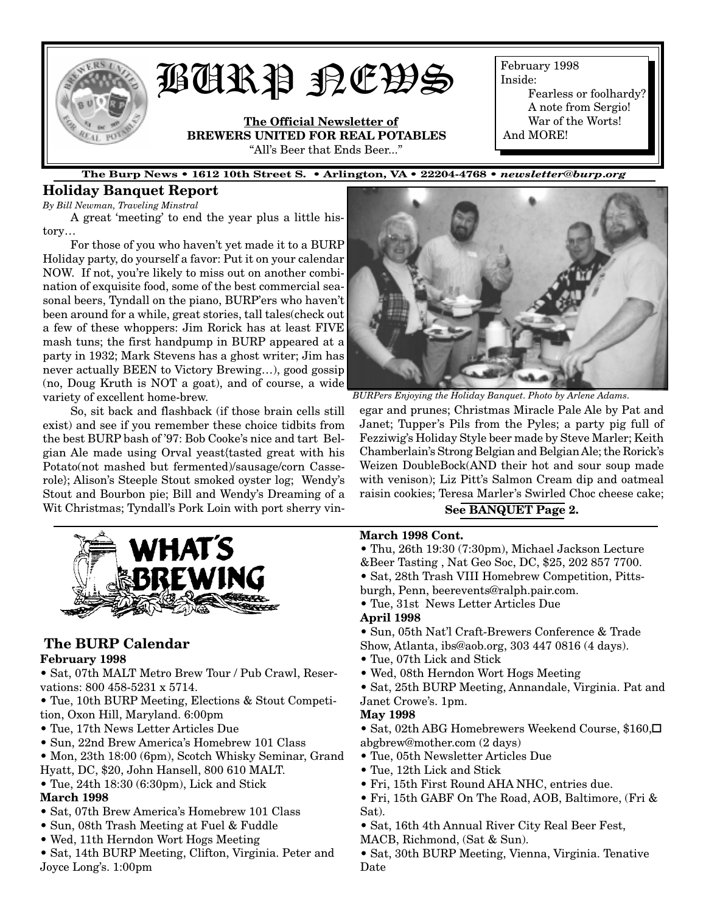# BURP NEWS

**The Official Newsletter of BREWERS UNITED FOR REAL POTABLES**

"All's Beer that Ends Beer..."

February 1998
Inside:
Fearless or foolhardy?
A note from Sergio!
War of the Worts!
And MORE!

**The Burp News • 1612 10th Street S. • Arlington, VA • 22204-4768 • *newsletter@burp.org***

## Holiday Banquet Report

*By Bill Newman, Traveling Minstral*

A great 'meeting' to end the year plus a little history…

For those of you who haven't yet made it to a BURP Holiday party, do yourself a favor: Put it on your calendar NOW. If not, you're likely to miss out on another combination of exquisite food, some of the best commercial seasonal beers, Tyndall on the piano, BURP'ers who haven't been around for a while, great stories, tall tales(check out a few of these whoppers: Jim Rorick has at least FIVE mash tuns; the first handpump in BURP appeared at a party in 1932; Mark Stevens has a ghost writer; Jim has never actually BEEN to Victory Brewing…), good gossip (no, Doug Kruth is NOT a goat), and of course, a wide variety of excellent home-brew.

So, sit back and flashback (if those brain cells still exist) and see if you remember these choice tidbits from the best BURP bash of '97: Bob Cooke's nice and tart Belgian Ale made using Orval yeast{tasted great with his Potato(not mashed but fermented)/sausage/corn Casserole}; Alison's Steeple Stout smoked oyster log; Wendy's Stout and Bourbon pie; Bill and Wendy's Dreaming of a Wit Christmas; Tyndall's Pork Loin with port sherry vinegar and prunes; Christmas Miracle Pale Ale by Pat and Janet; Tupper's Pils from the Pyles; a party pig full of Fezziwig's Holiday Style beer made by Steve Marler; Keith Chamberlain's Strong Belgian and Belgian Ale; the Rorick's Weizen DoubleBock(AND their hot and sour soup made with venison); Liz Pitt's Salmon Cream dip and oatmeal raisin cookies; Teresa Marler's Swirled Choc cheese cake;

*BURPers Enjoying the Holiday Banquet. Photo by Arlene Adams.*

**See BANQUET Page 2.**

# WHAT'S BREWING

## The BURP Calendar

**February 1998**

- Sat, 07th MALT Metro Brew Tour / Pub Crawl, Reservations: 800 458-5231 x 5714.
- Tue, 10th BURP Meeting, Elections & Stout Competition, Oxon Hill, Maryland. 6:00pm
- Tue, 17th News Letter Articles Due
- Sun, 22nd Brew America's Homebrew 101 Class
- Mon, 23th 18:00 (6pm), Scotch Whisky Seminar, Grand Hyatt, DC, $20, John Hansell, 800 610 MALT.
- Tue, 24th 18:30 (6:30pm), Lick and Stick

**March 1998**

- Sat, 07th Brew America's Homebrew 101 Class
- Sun, 08th Trash Meeting at Fuel & Fuddle
- Wed, 11th Herndon Wort Hogs Meeting
- Sat, 14th BURP Meeting, Clifton, Virginia. Peter and Joyce Long's. 1:00pm

**March 1998 Cont.**

- Thu, 26th 19:30 (7:30pm), Michael Jackson Lecture &Beer Tasting , Nat Geo Soc, DC, $25, 202 857 7700.
- Sat, 28th Trash VIII Homebrew Competition, Pittsburgh, Penn, beerevents@ralph.pair.com.
- Tue, 31st News Letter Articles Due

**April 1998**

- Sun, 05th Nat'l Craft-Brewers Conference & Trade Show, Atlanta, ibs@aob.org, 303 447 0816 (4 days).
- Tue, 07th Lick and Stick
- Wed, 08th Herndon Wort Hogs Meeting
- Sat, 25th BURP Meeting, Annandale, Virginia. Pat and Janet Crowe's. 1pm.

**May 1998**

- Sat, 02th ABG Homebrewers Weekend Course, $160,□ abgbrew@mother.com (2 days)
- Tue, 05th Newsletter Articles Due
- Tue, 12th Lick and Stick
- Fri, 15th First Round AHA NHC, entries due.
- Fri, 15th GABF On The Road, AOB, Baltimore, (Fri & Sat).
- Sat, 16th 4th Annual River City Real Beer Fest, MACB, Richmond, (Sat & Sun).
- Sat, 30th BURP Meeting, Vienna, Virginia. Tenative Date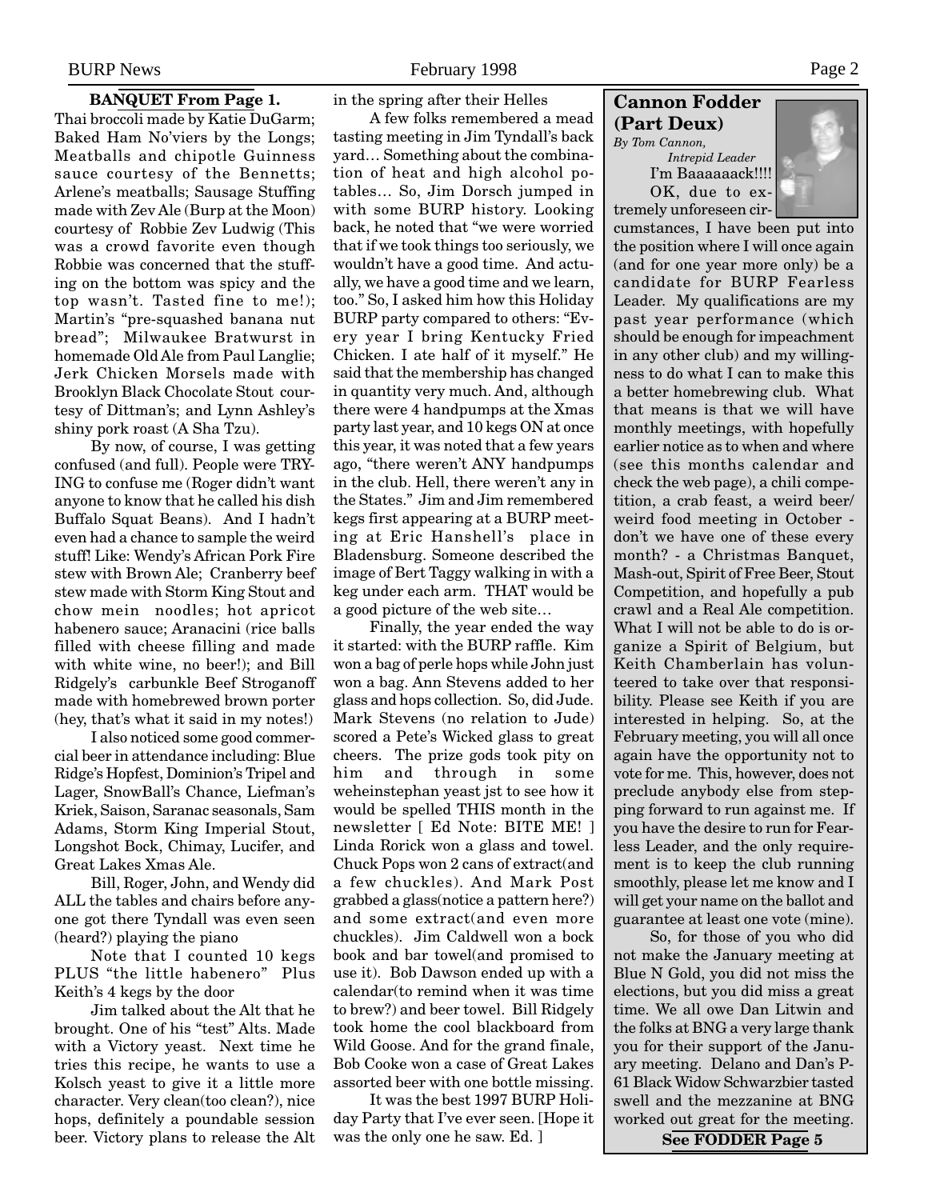**BANQUET From Page 1.**

Thai broccoli made by Katie DuGarm; Baked Ham No'viers by the Longs; Meatballs and chipotle Guinness sauce courtesy of the Bennetts; Arlene's meatballs; Sausage Stuffing made with Zev Ale (Burp at the Moon) courtesy of Robbie Zev Ludwig (This was a crowd favorite even though Robbie was concerned that the stuffing on the bottom was spicy and the top wasn't. Tasted fine to me!); Martin's "pre-squashed banana nut bread"; Milwaukee Bratwurst in homemade Old Ale from Paul Langlie; Jerk Chicken Morsels made with Brooklyn Black Chocolate Stout courtesy of Dittman's; and Lynn Ashley's shiny pork roast (A Sha Tzu).

By now, of course, I was getting confused (and full). People were TRYING to confuse me (Roger didn't want anyone to know that he called his dish Buffalo Squat Beans). And I hadn't even had a chance to sample the weird stuff! Like: Wendy's African Pork Fire stew with Brown Ale; Cranberry beef stew made with Storm King Stout and chow mein noodles; hot apricot habenero sauce; Aranacini (rice balls filled with cheese filling and made with white wine, no beer!); and Bill Ridgely's carbunkle Beef Stroganoff made with homebrewed brown porter (hey, that's what it said in my notes!)

I also noticed some good commercial beer in attendance including: Blue Ridge's Hopfest, Dominion's Tripel and Lager, SnowBall's Chance, Liefman's Kriek, Saison, Saranac seasonals, Sam Adams, Storm King Imperial Stout, Longshot Bock, Chimay, Lucifer, and Great Lakes Xmas Ale.

Bill, Roger, John, and Wendy did ALL the tables and chairs before anyone got there Tyndall was even seen (heard?) playing the piano

Note that I counted 10 kegs PLUS "the little habenero" Plus Keith's 4 kegs by the door

Jim talked about the Alt that he brought. One of his "test" Alts. Made with a Victory yeast. Next time he tries this recipe, he wants to use a Kolsch yeast to give it a little more character. Very clean(too clean?), nice hops, definitely a poundable session beer. Victory plans to release the Alt in the spring after their Helles

A few folks remembered a mead tasting meeting in Jim Tyndall's back yard… Something about the combination of heat and high alcohol potables… So, Jim Dorsch jumped in with some BURP history. Looking back, he noted that "we were worried that if we took things too seriously, we wouldn't have a good time. And actually, we have a good time and we learn, too." So, I asked him how this Holiday BURP party compared to others: "Every year I bring Kentucky Fried Chicken. I ate half of it myself." He said that the membership has changed in quantity very much. And, although there were 4 handpumps at the Xmas party last year, and 10 kegs ON at once this year, it was noted that a few years ago, "there weren't ANY handpumps in the club. Hell, there weren't any in the States." Jim and Jim remembered kegs first appearing at a BURP meeting at Eric Hanshell's place in Bladensburg. Someone described the image of Bert Taggy walking in with a keg under each arm. THAT would be a good picture of the web site…

Finally, the year ended the way it started: with the BURP raffle. Kim won a bag of perle hops while John just won a bag. Ann Stevens added to her glass and hops collection. So, did Jude. Mark Stevens (no relation to Jude) scored a Pete's Wicked glass to great cheers. The prize gods took pity on him and through in some weheinstephan yeast jst to see how it would be spelled THIS month in the newsletter [ Ed Note: BITE ME! ] Linda Rorick won a glass and towel. Chuck Pops won 2 cans of extract(and a few chuckles). And Mark Post grabbed a glass(notice a pattern here?) and some extract(and even more chuckles). Jim Caldwell won a bock book and bar towel(and promised to use it). Bob Dawson ended up with a calendar(to remind when it was time to brew?) and beer towel. Bill Ridgely took home the cool blackboard from Wild Goose. And for the grand finale, Bob Cooke won a case of Great Lakes assorted beer with one bottle missing.

It was the best 1997 BURP Holiday Party that I've ever seen. [Hope it was the only one he saw. Ed. ]

## Cannon Fodder (Part Deux)

*By Tom Cannon, Intrepid Leader*

I'm Baaaaaack!!!!

OK, due to extremely unforeseen circumstances, I have been put into the position where I will once again (and for one year more only) be a candidate for BURP Fearless Leader. My qualifications are my past year performance (which should be enough for impeachment in any other club) and my willingness to do what I can to make this a better homebrewing club. What that means is that we will have monthly meetings, with hopefully earlier notice as to when and where (see this months calendar and check the web page), a chili competition, a crab feast, a weird beer/weird food meeting in October - don't we have one of these every month? - a Christmas Banquet, Mash-out, Spirit of Free Beer, Stout Competition, and hopefully a pub crawl and a Real Ale competition. What I will not be able to do is organize a Spirit of Belgium, but Keith Chamberlain has volunteered to take over that responsibility. Please see Keith if you are interested in helping. So, at the February meeting, you will all once again have the opportunity not to vote for me. This, however, does not preclude anybody else from stepping forward to run against me. If you have the desire to run for Fearless Leader, and the only requirement is to keep the club running smoothly, please let me know and I will get your name on the ballot and guarantee at least one vote (mine).

So, for those of you who did not make the January meeting at Blue N Gold, you did not miss the elections, but you did miss a great time. We all owe Dan Litwin and the folks at BNG a very large thank you for their support of the January meeting. Delano and Dan's P-61 Black Widow Schwarzbier tasted swell and the mezzanine at BNG worked out great for the meeting.

**See FODDER Page 5**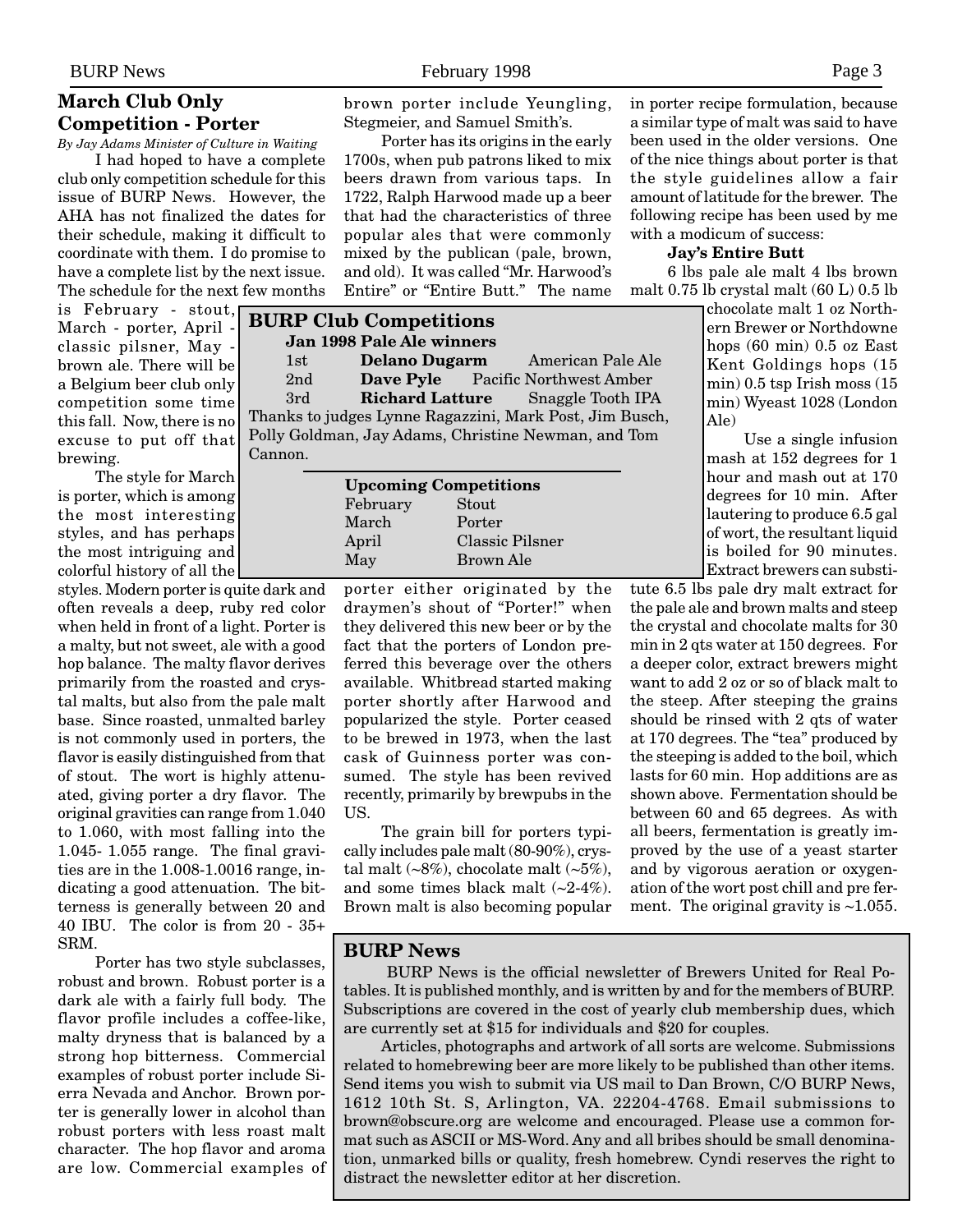## March Club Only Competition - Porter

*By Jay Adams Minister of Culture in Waiting*

I had hoped to have a complete club only competition schedule for this issue of BURP News. However, the AHA has not finalized the dates for their schedule, making it difficult to coordinate with them. I do promise to have a complete list by the next issue. The schedule for the next few months is February - stout, March - porter, April - classic pilsner, May - brown ale. There will be a Belgium beer club only competition some time this fall. Now, there is no excuse to put off that brewing.

The style for March is porter, which is among the most interesting styles, and has perhaps the most intriguing and colorful history of all the styles. Modern porter is quite dark and often reveals a deep, ruby red color when held in front of a light. Porter is a malty, but not sweet, ale with a good hop balance. The malty flavor derives primarily from the roasted and crystal malts, but also from the pale malt base. Since roasted, unmalted barley is not commonly used in porters, the flavor is easily distinguished from that of stout. The wort is highly attenuated, giving porter a dry flavor. The original gravities can range from 1.040 to 1.060, with most falling into the 1.045- 1.055 range. The final gravities are in the 1.008-1.0016 range, indicating a good attenuation. The bitterness is generally between 20 and 40 IBU. The color is from 20 - 35+ SRM.

Porter has two style subclasses, robust and brown. Robust porter is a dark ale with a fairly full body. The flavor profile includes a coffee-like, malty dryness that is balanced by a strong hop bitterness. Commercial examples of robust porter include Sierra Nevada and Anchor. Brown porter is generally lower in alcohol than robust porters with less roast malt character. The hop flavor and aroma are low. Commercial examples of brown porter include Yeungling, Stegmeier, and Samuel Smith's.

Porter has its origins in the early 1700s, when pub patrons liked to mix beers drawn from various taps. In 1722, Ralph Harwood made up a beer that had the characteristics of three popular ales that were commonly mixed by the publican (pale, brown, and old). It was called "Mr. Harwood's Entire" or "Entire Butt." The name porter either originated by the draymen's shout of "Porter!" when they delivered this new beer or by the fact that the porters of London preferred this beverage over the others available. Whitbread started making porter shortly after Harwood and popularized the style. Porter ceased to be brewed in 1973, when the last cask of Guinness porter was consumed. The style has been revived recently, primarily by brewpubs in the US.

The grain bill for porters typically includes pale malt (80-90%), crystal malt (~8%), chocolate malt (~5%), and some times black malt (~2-4%). Brown malt is also becoming popular in porter recipe formulation, because a similar type of malt was said to have been used in the older versions. One of the nice things about porter is that the style guidelines allow a fair amount of latitude for the brewer. The following recipe has been used by me with a modicum of success:

**Jay's Entire Butt**

6 lbs pale ale malt 4 lbs brown malt 0.75 lb crystal malt (60 L) 0.5 lb chocolate malt 1 oz Northern Brewer or Northdowne hops (60 min) 0.5 oz East Kent Goldings hops (15 min) 0.5 tsp Irish moss (15 min) Wyeast 1028 (London Ale)

Use a single infusion mash at 152 degrees for 1 hour and mash out at 170 degrees for 10 min. After lautering to produce 6.5 gal of wort, the resultant liquid is boiled for 90 minutes. Extract brewers can substitute 6.5 lbs pale dry malt extract for the pale ale and brown malts and steep the crystal and chocolate malts for 30 min in 2 qts water at 150 degrees. For a deeper color, extract brewers might want to add 2 oz or so of black malt to the steep. After steeping the grains should be rinsed with 2 qts of water at 170 degrees. The "tea" produced by the steeping is added to the boil, which lasts for 60 min. Hop additions are as shown above. Fermentation should be between 60 and 65 degrees. As with all beers, fermentation is greatly improved by the use of a yeast starter and by vigorous aeration or oxygenation of the wort post chill and pre ferment. The original gravity is ~1.055.

### BURP Club Competitions

**Jan 1998 Pale Ale winners**

| | | |
|---|---|---|
| 1st | **Delano Dugarm** | American Pale Ale |
| 2nd | **Dave Pyle** | Pacific Northwest Amber |
| 3rd | **Richard Latture** | Snaggle Tooth IPA |

Thanks to judges Lynne Ragazzini, Mark Post, Jim Busch, Polly Goldman, Jay Adams, Christine Newman, and Tom Cannon.

**Upcoming Competitions**

| | |
|---|---|
| February | Stout |
| March | Porter |
| April | Classic Pilsner |
| May | Brown Ale |

### BURP News

BURP News is the official newsletter of Brewers United for Real Potables. It is published monthly, and is written by and for the members of BURP. Subscriptions are covered in the cost of yearly club membership dues, which are currently set at $15 for individuals and $20 for couples.

Articles, photographs and artwork of all sorts are welcome. Submissions related to homebrewing beer are more likely to be published than other items. Send items you wish to submit via US mail to Dan Brown, C/O BURP News, 1612 10th St. S, Arlington, VA. 22204-4768. Email submissions to brown@obscure.org are welcome and encouraged. Please use a common format such as ASCII or MS-Word. Any and all bribes should be small denomination, unmarked bills or quality, fresh homebrew. Cyndi reserves the right to distract the newsletter editor at her discretion.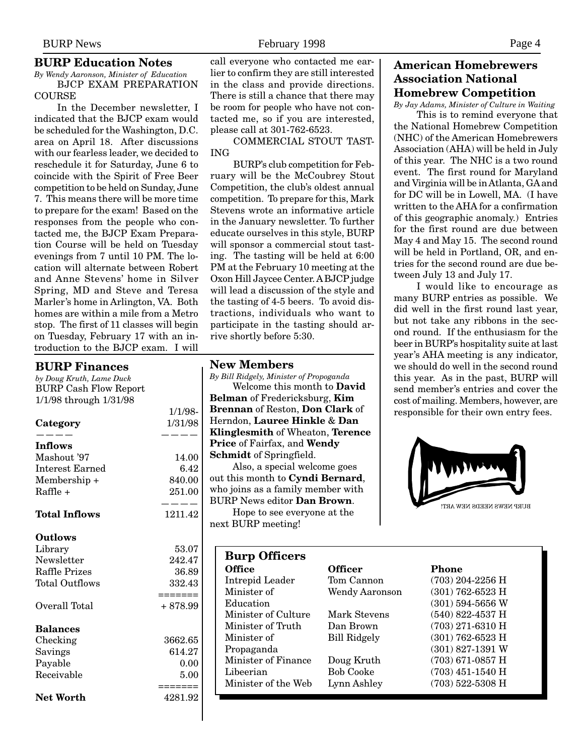## BURP Education Notes

*By Wendy Aaronson, Minister of Education*

BJCP EXAM PREPARATION COURSE

In the December newsletter, I indicated that the BJCP exam would be scheduled for the Washington, D.C. area on April 18. After discussions with our fearless leader, we decided to reschedule it for Saturday, June 6 to coincide with the Spirit of Free Beer competition to be held on Sunday, June 7. This means there will be more time to prepare for the exam! Based on the responses from the people who contacted me, the BJCP Exam Preparation Course will be held on Tuesday evenings from 7 until 10 PM. The location will alternate between Robert and Anne Stevens' home in Silver Spring, MD and Steve and Teresa Marler's home in Arlington, VA. Both homes are within a mile from a Metro stop. The first of 11 classes will begin on Tuesday, February 17 with an introduction to the BJCP exam. I will call everyone who contacted me earlier to confirm they are still interested in the class and provide directions. There is still a chance that there may be room for people who have not contacted me, so if you are interested, please call at 301-762-6523.

COMMERCIAL STOUT TASTING

BURP's club competition for February will be the McCoubrey Stout Competition, the club's oldest annual competition. To prepare for this, Mark Stevens wrote an informative article in the January newsletter. To further educate ourselves in this style, BURP will sponsor a commercial stout tasting. The tasting will be held at 6:00 PM at the February 10 meeting at the Oxon Hill Jaycee Center. A BJCP judge will lead a discussion of the style and the tasting of 4-5 beers. To avoid distractions, individuals who want to participate in the tasting should arrive shortly before 5:30.

## BURP Finances

*by Doug Kruth, Lame Duck*

BURP Cash Flow Report
1/1/98 through 1/31/98

| **Category** | 1/1/98-1/31/98 |
|---|---|
| **Inflows** | |
| Mashout '97 | 14.00 |
| Interest Earned | 6.42 |
| Membership + | 840.00 |
| Raffle + | 251.00 |
| **Total Inflows** | 1211.42 |
| **Outlows** | |
| Library | 53.07 |
| Newsletter | 242.47 |
| Raffle Prizes | 36.89 |
| Total Outflows | 332.43 |
| Overall Total | + 878.99 |
| **Balances** | |
| Checking | 3662.65 |
| Savings | 614.27 |
| Payable | 0.00 |
| Receivable | 5.00 |
| **Net Worth** | 4281.92 |

## New Members

*By Bill Ridgely, Minister of Propoganda*

Welcome this month to **David Belman** of Fredericksburg, **Kim Brennan** of Reston, **Don Clark** of Herndon, **Lauree Hinkle** & **Dan Klinglesmith** of Wheaton, **Terence Price** of Fairfax, and **Wendy Schmidt** of Springfield.

Also, a special welcome goes out this month to **Cyndi Bernard**, who joins as a family member with BURP News editor **Dan Brown**.

Hope to see everyone at the next BURP meeting!

## American Homebrewers Association National Homebrew Competition

*By Jay Adams, Minister of Culture in Waiting*

This is to remind everyone that the National Homebrew Competition (NHC) of the American Homebrewers Association (AHA) will be held in July of this year. The NHC is a two round event. The first round for Maryland and Virginia will be in Atlanta, GA and for DC will be in Lowell, MA. (I have written to the AHA for a confirmation of this geographic anomaly.) Entries for the first round are due between May 4 and May 15. The second round will be held in Portland, OR, and entries for the second round are due between July 13 and July 17.

I would like to encourage as many BURP entries as possible. We did well in the first round last year, but not take any ribbons in the second round. If the enthusiasm for the beer in BURP's hospitality suite at last year's AHA meeting is any indicator, we should do well in the second round this year. As in the past, BURP will send member's entries and cover the cost of mailing. Members, however, are responsible for their own entry fees.

BURP NEWS NEEDS NEW ART!

## Burp Officers

| **Office** | **Officer** | **Phone** |
|---|---|---|
| Intrepid Leader | Tom Cannon | (703) 204-2256 H |
| Minister of Education | Wendy Aaronson | (301) 762-6523 H<br>(301) 594-5656 W |
| Minister of Culture | Mark Stevens | (540) 822-4537 H |
| Minister of Truth | Dan Brown | (703) 271-6310 H |
| Minister of Propaganda | Bill Ridgely | (301) 762-6523 H<br>(301) 827-1391 W |
| Minister of Finance | Doug Kruth | (703) 671-0857 H |
| Libeerian | Bob Cooke | (703) 451-1540 H |
| Minister of the Web | Lynn Ashley | (703) 522-5308 H |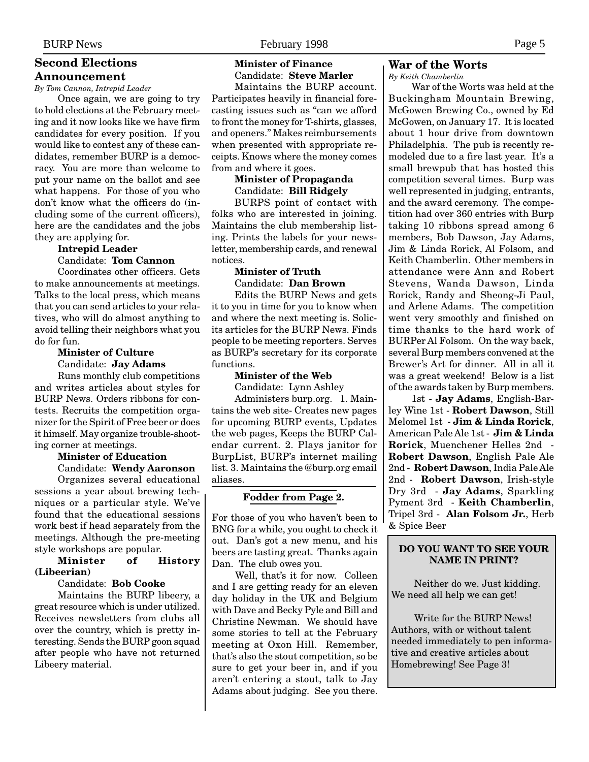## Second Elections Announcement

*By Tom Cannon, Intrepid Leader*

Once again, we are going to try to hold elections at the February meeting and it now looks like we have firm candidates for every position. If you would like to contest any of these candidates, remember BURP is a democracy. You are more than welcome to put your name on the ballot and see what happens. For those of you who don't know what the officers do (including some of the current officers), here are the candidates and the jobs they are applying for.

**Intrepid Leader**
Candidate: **Tom Cannon**

Coordinates other officers. Gets to make announcements at meetings. Talks to the local press, which means that you can send articles to your relatives, who will do almost anything to avoid telling their neighbors what you do for fun.

**Minister of Culture**
Candidate: **Jay Adams**

Runs monthly club competitions and writes articles about styles for BURP News. Orders ribbons for contests. Recruits the competition organizer for the Spirit of Free beer or does it himself. May organize trouble-shooting corner at meetings.

**Minister of Education**
Candidate: **Wendy Aaronson**

Organizes several educational sessions a year about brewing techniques or a particular style. We've found that the educational sessions work best if head separately from the meetings. Although the pre-meeting style workshops are popular.

**Minister of History (Libeerian)**
Candidate: **Bob Cooke**

Maintains the BURP libeery, a great resource which is under utilized. Receives newsletters from clubs all over the country, which is pretty interesting. Sends the BURP goon squad after people who have not returned Libeery material.

**Minister of Finance**
Candidate: **Steve Marler**

Maintains the BURP account. Participates heavily in financial forecasting issues such as "can we afford to front the money for T-shirts, glasses, and openers." Makes reimbursements when presented with appropriate receipts. Knows where the money comes from and where it goes.

**Minister of Propaganda**
Candidate: **Bill Ridgely**

BURPS point of contact with folks who are interested in joining. Maintains the club membership listing. Prints the labels for your newsletter, membership cards, and renewal notices.

**Minister of Truth**
Candidate: **Dan Brown**

Edits the BURP News and gets it to you in time for you to know when and where the next meeting is. Solicits articles for the BURP News. Finds people to be meeting reporters. Serves as BURP's secretary for its corporate functions.

**Minister of the Web**
Candidate: Lynn Ashley

Administers burp.org. 1. Maintains the web site- Creates new pages for upcoming BURP events, Updates the web pages, Keeps the BURP Calendar current. 2. Plays janitor for BurpList, BURP's internet mailing list. 3. Maintains the @burp.org email aliases.

### Fodder from Page 2.

For those of you who haven't been to BNG for a while, you ought to check it out. Dan's got a new menu, and his beers are tasting great. Thanks again Dan. The club owes you.

Well, that's it for now. Colleen and I are getting ready for an eleven day holiday in the UK and Belgium with Dave and Becky Pyle and Bill and Christine Newman. We should have some stories to tell at the February meeting at Oxon Hill. Remember, that's also the stout competition, so be sure to get your beer in, and if you aren't entering a stout, talk to Jay Adams about judging. See you there.

## War of the Worts

*By Keith Chamberlin*

War of the Worts was held at the Buckingham Mountain Brewing, McGowen Brewing Co., owned by Ed McGowen, on January 17. It is located about 1 hour drive from downtown Philadelphia. The pub is recently remodeled due to a fire last year. It's a small brewpub that has hosted this competition several times. Burp was well represented in judging, entrants, and the award ceremony. The competition had over 360 entries with Burp taking 10 ribbons spread among 6 members, Bob Dawson, Jay Adams, Jim & Linda Rorick, Al Folsom, and Keith Chamberlin. Other members in attendance were Ann and Robert Stevens, Wanda Dawson, Linda Rorick, Randy and Sheong-Ji Paul, and Arlene Adams. The competition went very smoothly and finished on time thanks to the hard work of BURPer Al Folsom. On the way back, several Burp members convened at the Brewer's Art for dinner. All in all it was a great weekend! Below is a list of the awards taken by Burp members.

1st - **Jay Adams**, English-Barley Wine 1st - **Robert Dawson**, Still Melomel 1st - **Jim & Linda Rorick**, American Pale Ale 1st - **Jim & Linda Rorick**, Muenchener Helles 2nd - **Robert Dawson**, English Pale Ale 2nd - **Robert Dawson**, India Pale Ale 2nd - **Robert Dawson**, Irish-style Dry 3rd - **Jay Adams**, Sparkling Pyment 3rd - **Keith Chamberlin**, Tripel 3rd - **Alan Folsom Jr.**, Herb & Spice Beer

**DO YOU WANT TO SEE YOUR NAME IN PRINT?**

Neither do we. Just kidding. We need all help we can get!

Write for the BURP News! Authors, with or without talent needed immediately to pen informative and creative articles about Homebrewing! See Page 3!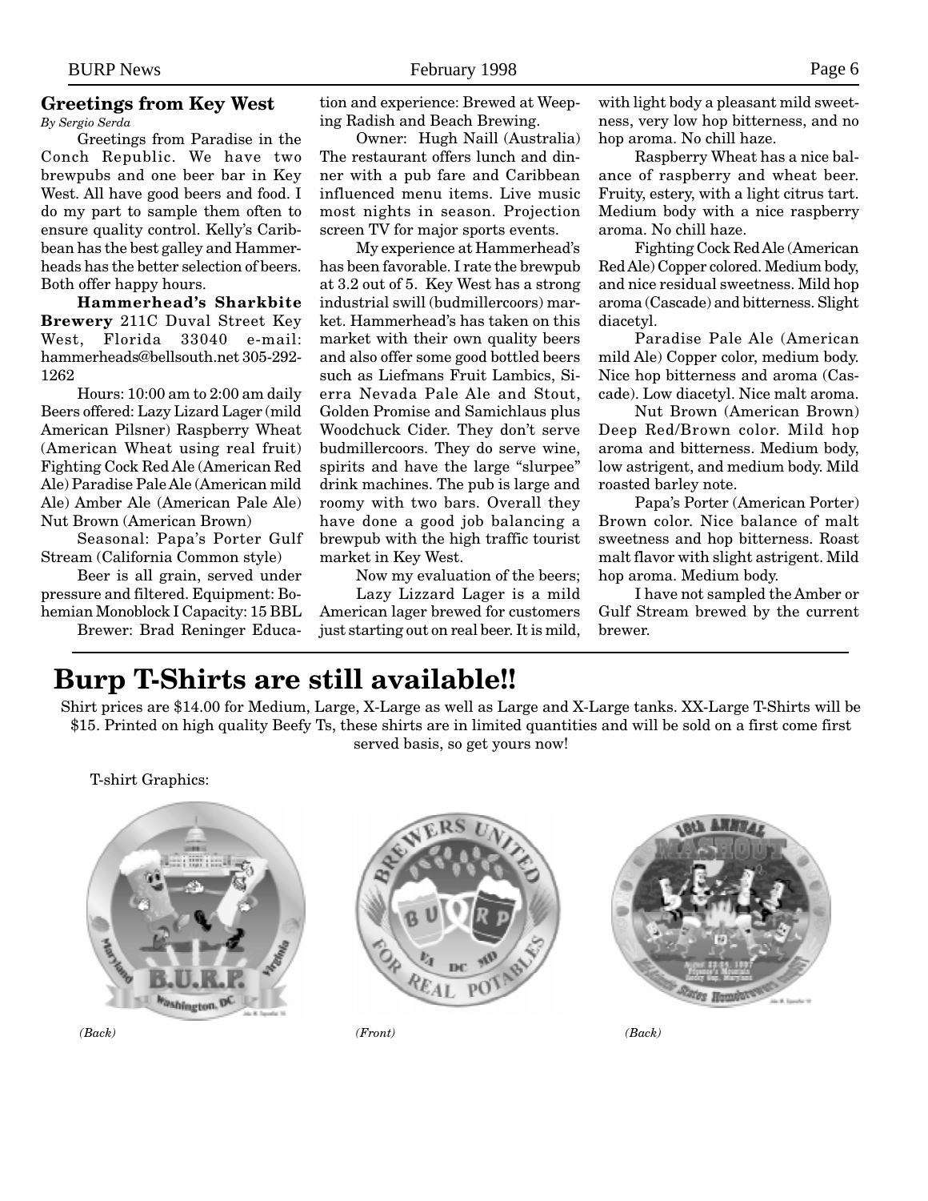## Greetings from Key West

*By Sergio Serda*

Greetings from Paradise in the Conch Republic. We have two brewpubs and one beer bar in Key West. All have good beers and food. I do my part to sample them often to ensure quality control. Kelly's Caribbean has the best galley and Hammerheads has the better selection of beers. Both offer happy hours.

**Hammerhead's Sharkbite Brewery** 211C Duval Street Key West, Florida 33040 e-mail: hammerheads@bellsouth.net 305-292-1262

Hours: 10:00 am to 2:00 am daily Beers offered: Lazy Lizard Lager (mild American Pilsner) Raspberry Wheat (American Wheat using real fruit) Fighting Cock Red Ale (American Red Ale) Paradise Pale Ale (American mild Ale) Amber Ale (American Pale Ale) Nut Brown (American Brown)

Seasonal: Papa's Porter Gulf Stream (California Common style)

Beer is all grain, served under pressure and filtered. Equipment: Bohemian Monoblock I Capacity: 15 BBL

Brewer: Brad Reninger Education and experience: Brewed at Weeping Radish and Beach Brewing.

Owner: Hugh Naill (Australia) The restaurant offers lunch and dinner with a pub fare and Caribbean influenced menu items. Live music most nights in season. Projection screen TV for major sports events.

My experience at Hammerhead's has been favorable. I rate the brewpub at 3.2 out of 5. Key West has a strong industrial swill (budmillercoors) market. Hammerhead's has taken on this market with their own quality beers and also offer some good bottled beers such as Liefmans Fruit Lambics, Sierra Nevada Pale Ale and Stout, Golden Promise and Samichlaus plus Woodchuck Cider. They don't serve budmillercoors. They do serve wine, spirits and have the large "slurpee" drink machines. The pub is large and roomy with two bars. Overall they have done a good job balancing a brewpub with the high traffic tourist market in Key West.

Now my evaluation of the beers;

Lazy Lizzard Lager is a mild American lager brewed for customers just starting out on real beer. It is mild, with light body a pleasant mild sweetness, very low hop bitterness, and no hop aroma. No chill haze.

Raspberry Wheat has a nice balance of raspberry and wheat beer. Fruity, estery, with a light citrus tart. Medium body with a nice raspberry aroma. No chill haze.

Fighting Cock Red Ale (American Red Ale) Copper colored. Medium body, and nice residual sweetness. Mild hop aroma (Cascade) and bitterness. Slight diacetyl.

Paradise Pale Ale (American mild Ale) Copper color, medium body. Nice hop bitterness and aroma (Cascade). Low diacetyl. Nice malt aroma.

Nut Brown (American Brown) Deep Red/Brown color. Mild hop aroma and bitterness. Medium body, low astrigent, and medium body. Mild roasted barley note.

Papa's Porter (American Porter) Brown color. Nice balance of malt sweetness and hop bitterness. Roast malt flavor with slight astrigent. Mild hop aroma. Medium body.

I have not sampled the Amber or Gulf Stream brewed by the current brewer.

# Burp T-Shirts are still available!!

Shirt prices are $14.00 for Medium, Large, X-Large as well as Large and X-Large tanks. XX-Large T-Shirts will be $15. Printed on high quality Beefy Ts, these shirts are in limited quantities and will be sold on a first come first served basis, so get yours now!

T-shirt Graphics:

*(Back)*

*(Front)*

*(Back)*